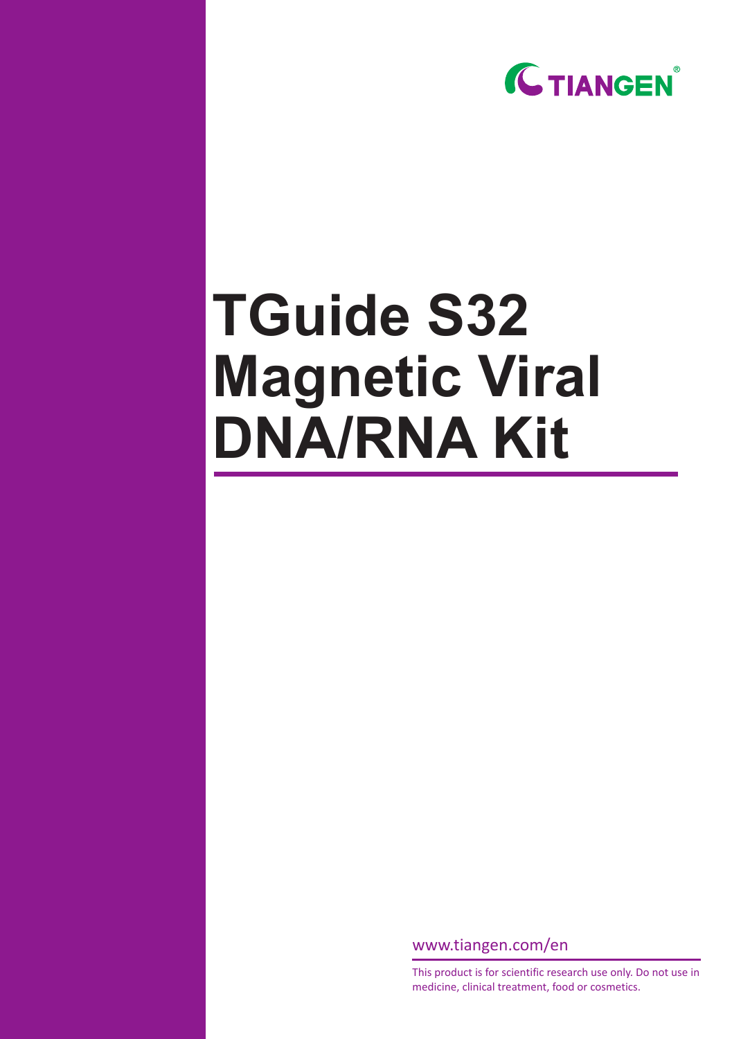TIANGEN®

# TGuide S32 Magnetic Viral DNA/RNA Kit

www.tiangen.com/en

This product is for scientific research use only. Do not use in medicine, clinical treatment, food or cosmetics.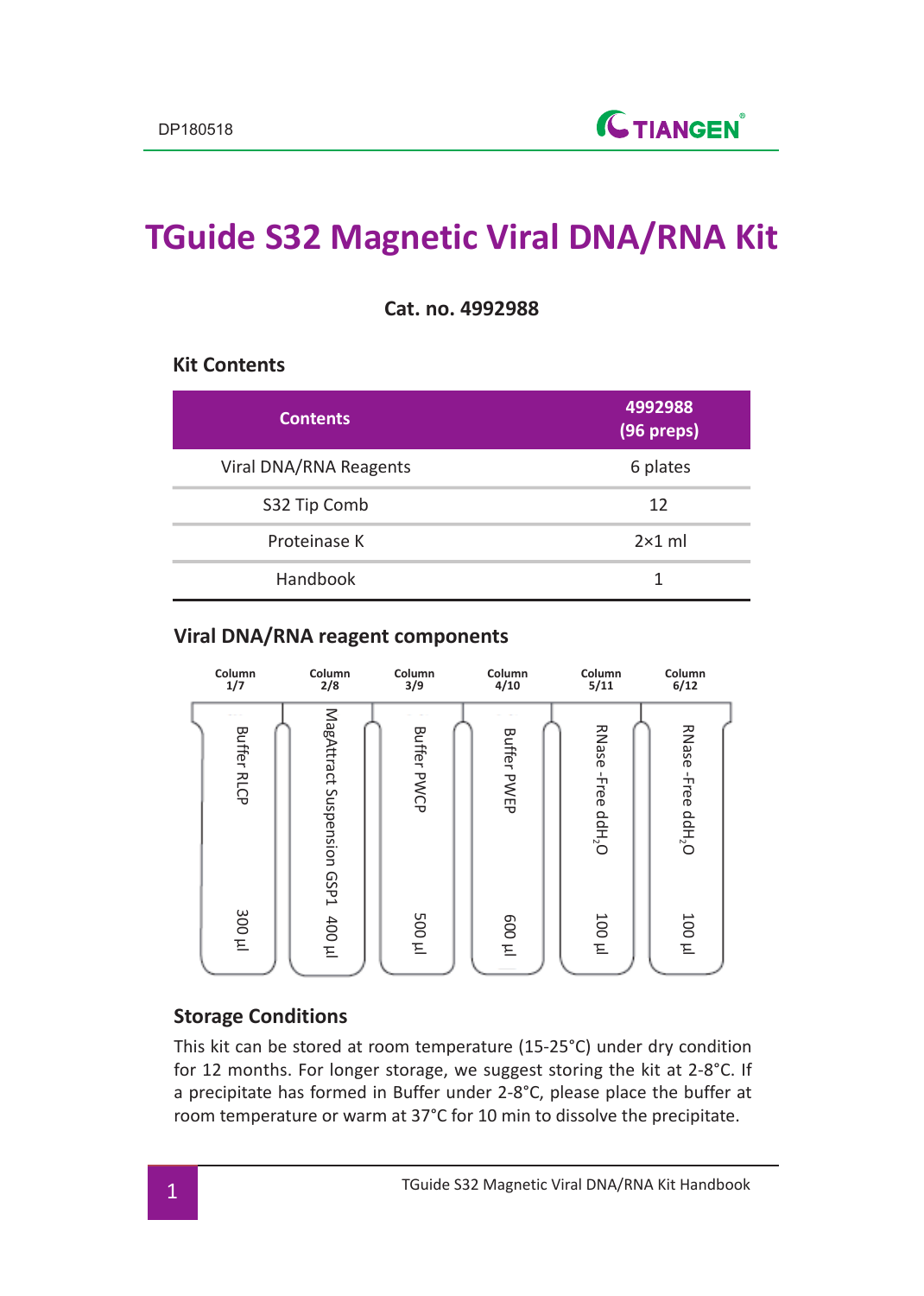# TGuide S32 Magnetic Viral DNA/RNA Kit

**Cat. no. 4992988**

## Kit Contents

| Contents | 4992988 (96 preps) |
|---|---|
| Viral DNA/RNA Reagents | 6 plates |
| S32 Tip Comb | 12 |
| Proteinase K | 2×1 ml |
| Handbook | 1 |

## Viral DNA/RNA reagent components

| Column 1/7 | Column 2/8 | Column 3/9 | Column 4/10 | Column 5/11 | Column 6/12 |
|---|---|---|---|---|---|
| Buffer RLCP | MagAttract Suspension GSP1 | Buffer PWCP | Buffer PWEP | RNase-Free dd$H_2O$ | RNase-Free dd$H_2O$ |
| 300 μl | 400 μl | 500 μl | 600 μl | 100 μl | 100 μl |

## Storage Conditions

This kit can be stored at room temperature (15-25°C) under dry condition for 12 months. For longer storage, we suggest storing the kit at 2-8°C. If a precipitate has formed in Buffer under 2-8°C, please place the buffer at room temperature or warm at 37°C for 10 min to dissolve the precipitate.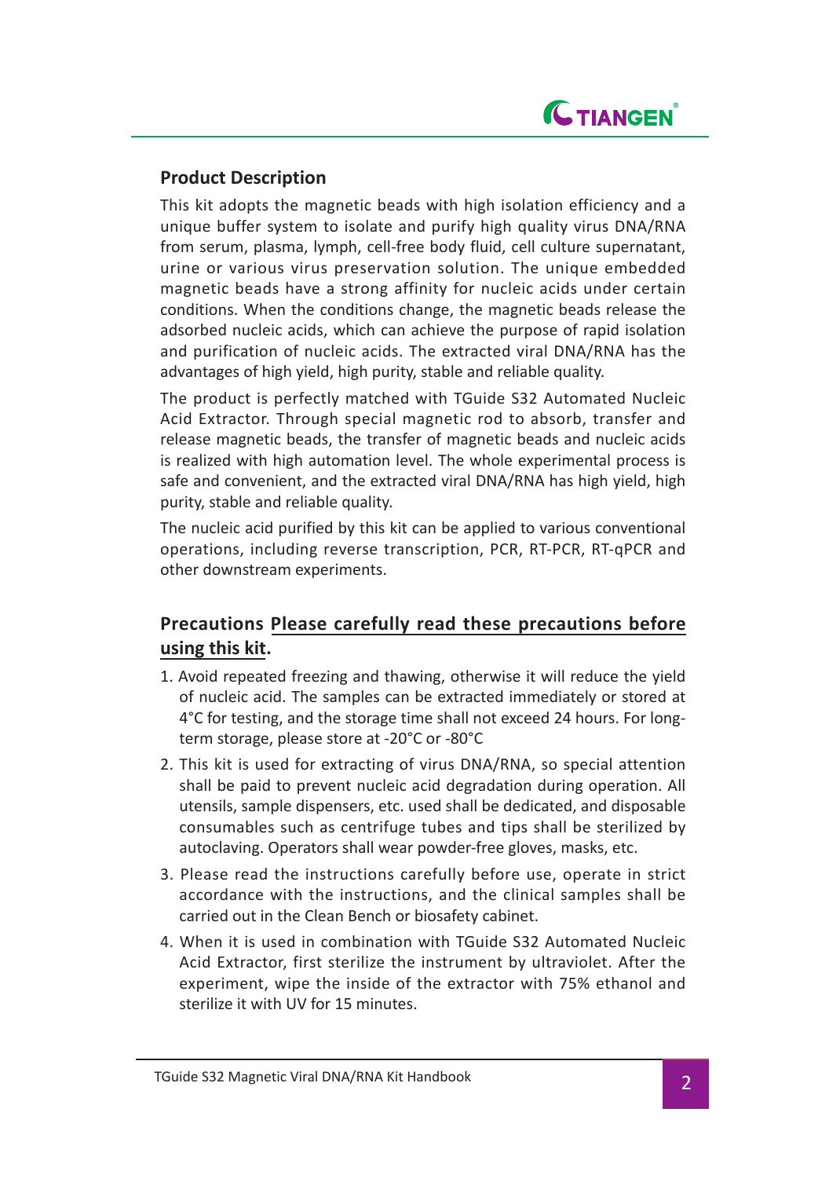## Product Description

This kit adopts the magnetic beads with high isolation efficiency and a unique buffer system to isolate and purify high quality virus DNA/RNA from serum, plasma, lymph, cell-free body fluid, cell culture supernatant, urine or various virus preservation solution. The unique embedded magnetic beads have a strong affinity for nucleic acids under certain conditions. When the conditions change, the magnetic beads release the adsorbed nucleic acids, which can achieve the purpose of rapid isolation and purification of nucleic acids. The extracted viral DNA/RNA has the advantages of high yield, high purity, stable and reliable quality.

The product is perfectly matched with TGuide S32 Automated Nucleic Acid Extractor. Through special magnetic rod to absorb, transfer and release magnetic beads, the transfer of magnetic beads and nucleic acids is realized with high automation level. The whole experimental process is safe and convenient, and the extracted viral DNA/RNA has high yield, high purity, stable and reliable quality.

The nucleic acid purified by this kit can be applied to various conventional operations, including reverse transcription, PCR, RT-PCR, RT-qPCR and other downstream experiments.

## Precautions <u>Please carefully read these precautions before using this kit</u>.

1. Avoid repeated freezing and thawing, otherwise it will reduce the yield of nucleic acid. The samples can be extracted immediately or stored at 4°C for testing, and the storage time shall not exceed 24 hours. For long-term storage, please store at -20°C or -80°C
2. This kit is used for extracting of virus DNA/RNA, so special attention shall be paid to prevent nucleic acid degradation during operation. All utensils, sample dispensers, etc. used shall be dedicated, and disposable consumables such as centrifuge tubes and tips shall be sterilized by autoclaving. Operators shall wear powder-free gloves, masks, etc.
3. Please read the instructions carefully before use, operate in strict accordance with the instructions, and the clinical samples shall be carried out in the Clean Bench or biosafety cabinet.
4. When it is used in combination with TGuide S32 Automated Nucleic Acid Extractor, first sterilize the instrument by ultraviolet. After the experiment, wipe the inside of the extractor with 75% ethanol and sterilize it with UV for 15 minutes.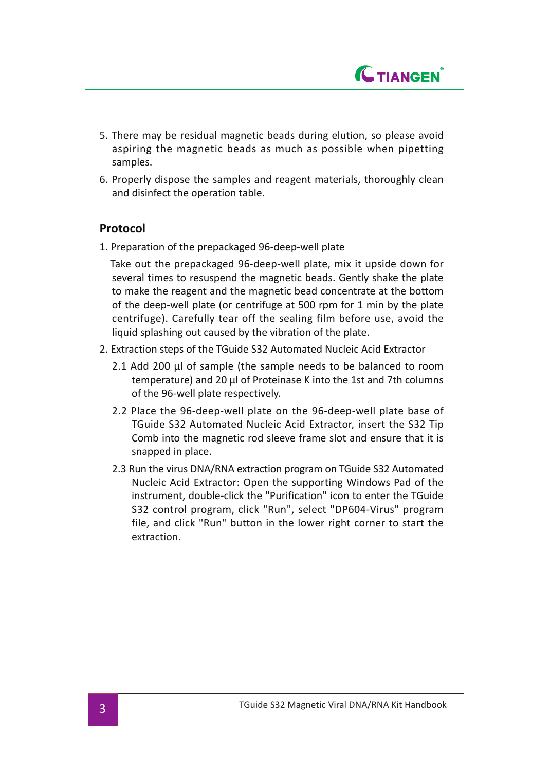5. There may be residual magnetic beads during elution, so please avoid aspiring the magnetic beads as much as possible when pipetting samples.
6. Properly dispose the samples and reagent materials, thoroughly clean and disinfect the operation table.

## Protocol

1. Preparation of the prepackaged 96-deep-well plate

   Take out the prepackaged 96-deep-well plate, mix it upside down for several times to resuspend the magnetic beads. Gently shake the plate to make the reagent and the magnetic bead concentrate at the bottom of the deep-well plate (or centrifuge at 500 rpm for 1 min by the plate centrifuge). Carefully tear off the sealing film before use, avoid the liquid splashing out caused by the vibration of the plate.

2. Extraction steps of the TGuide S32 Automated Nucleic Acid Extractor

   2.1 Add 200 μl of sample (the sample needs to be balanced to room temperature) and 20 μl of Proteinase K into the 1st and 7th columns of the 96-well plate respectively.

   2.2 Place the 96-deep-well plate on the 96-deep-well plate base of TGuide S32 Automated Nucleic Acid Extractor, insert the S32 Tip Comb into the magnetic rod sleeve frame slot and ensure that it is snapped in place.

   2.3 Run the virus DNA/RNA extraction program on TGuide S32 Automated Nucleic Acid Extractor: Open the supporting Windows Pad of the instrument, double-click the "Purification" icon to enter the TGuide S32 control program, click "Run", select "DP604-Virus" program file, and click "Run" button in the lower right corner to start the extraction.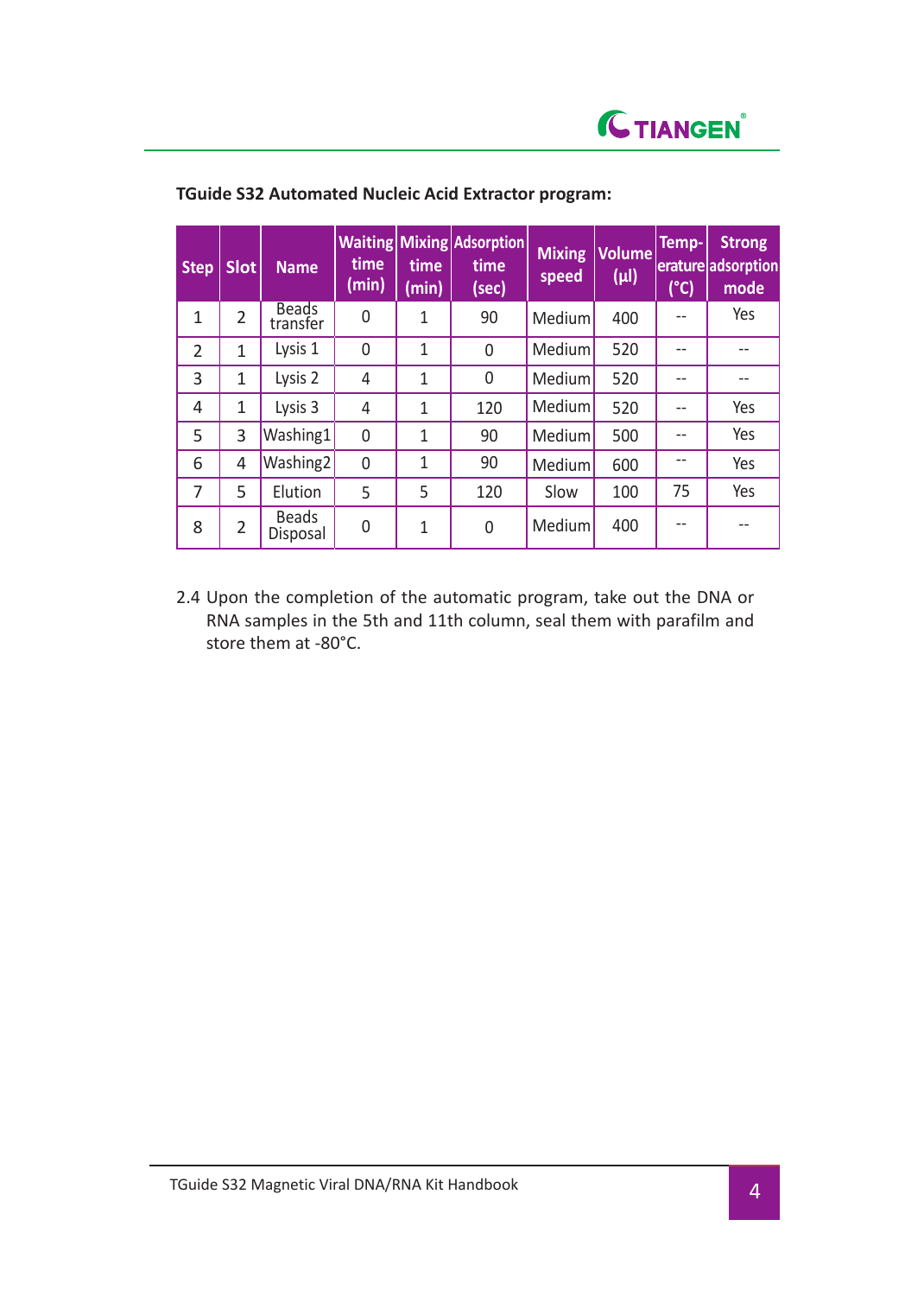**TGuide S32 Automated Nucleic Acid Extractor program:**

| Step | Slot | Name | Waiting time (min) | Mixing time (min) | Adsorption time (sec) | Mixing speed | Volume (µl) | Temp-erature (°C) | Strong adsorption mode |
|---|---|---|---|---|---|---|---|---|---|
| 1 | 2 | Beads transfer | 0 | 1 | 90 | Medium | 400 | -- | Yes |
| 2 | 1 | Lysis 1 | 0 | 1 | 0 | Medium | 520 | -- | -- |
| 3 | 1 | Lysis 2 | 4 | 1 | 0 | Medium | 520 | -- | -- |
| 4 | 1 | Lysis 3 | 4 | 1 | 120 | Medium | 520 | -- | Yes |
| 5 | 3 | Washing1 | 0 | 1 | 90 | Medium | 500 | -- | Yes |
| 6 | 4 | Washing2 | 0 | 1 | 90 | Medium | 600 | -- | Yes |
| 7 | 5 | Elution | 5 | 5 | 120 | Slow | 100 | 75 | Yes |
| 8 | 2 | Beads Disposal | 0 | 1 | 0 | Medium | 400 | -- | -- |

2.4 Upon the completion of the automatic program, take out the DNA or RNA samples in the 5th and 11th column, seal them with parafilm and store them at -80°C.